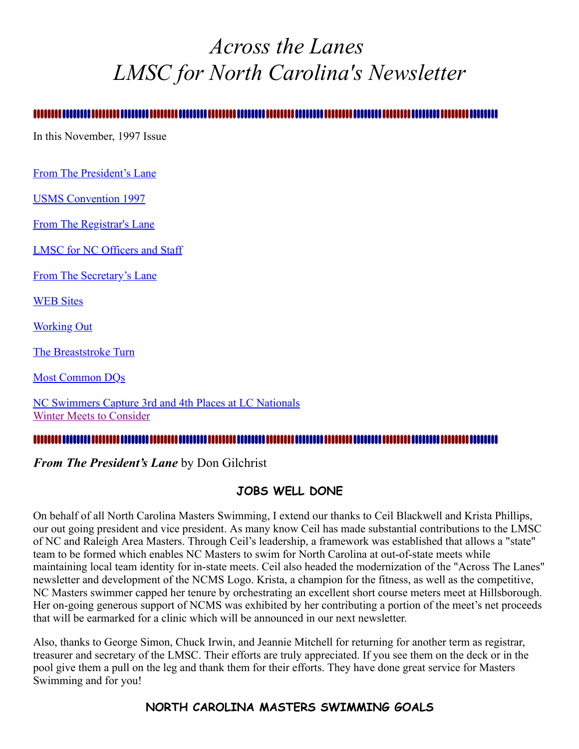# *Across the Lanes*
# *LMSC for North Carolina's Newsletter*

In this November, 1997 Issue

From The President's Lane

USMS Convention 1997

From The Registrar's Lane

LMSC for NC Officers and Staff

From The Secretary's Lane

WEB Sites

Working Out

The Breaststroke Turn

Most Common DQs

NC Swimmers Capture 3rd and 4th Places at LC Nationals
Winter Meets to Consider

***From The President's Lane*** by Don Gilchrist

## JOBS WELL DONE

On behalf of all North Carolina Masters Swimming, I extend our thanks to Ceil Blackwell and Krista Phillips, our out going president and vice president. As many know Ceil has made substantial contributions to the LMSC of NC and Raleigh Area Masters. Through Ceil's leadership, a framework was established that allows a "state" team to be formed which enables NC Masters to swim for North Carolina at out-of-state meets while maintaining local team identity for in-state meets. Ceil also headed the modernization of the "Across The Lanes" newsletter and development of the NCMS Logo. Krista, a champion for the fitness, as well as the competitive, NC Masters swimmer capped her tenure by orchestrating an excellent short course meters meet at Hillsborough. Her on-going generous support of NCMS was exhibited by her contributing a portion of the meet's net proceeds that will be earmarked for a clinic which will be announced in our next newsletter.

Also, thanks to George Simon, Chuck Irwin, and Jeannie Mitchell for returning for another term as registrar, treasurer and secretary of the LMSC. Their efforts are truly appreciated. If you see them on the deck or in the pool give them a pull on the leg and thank them for their efforts. They have done great service for Masters Swimming and for you!

## NORTH CAROLINA MASTERS SWIMMING GOALS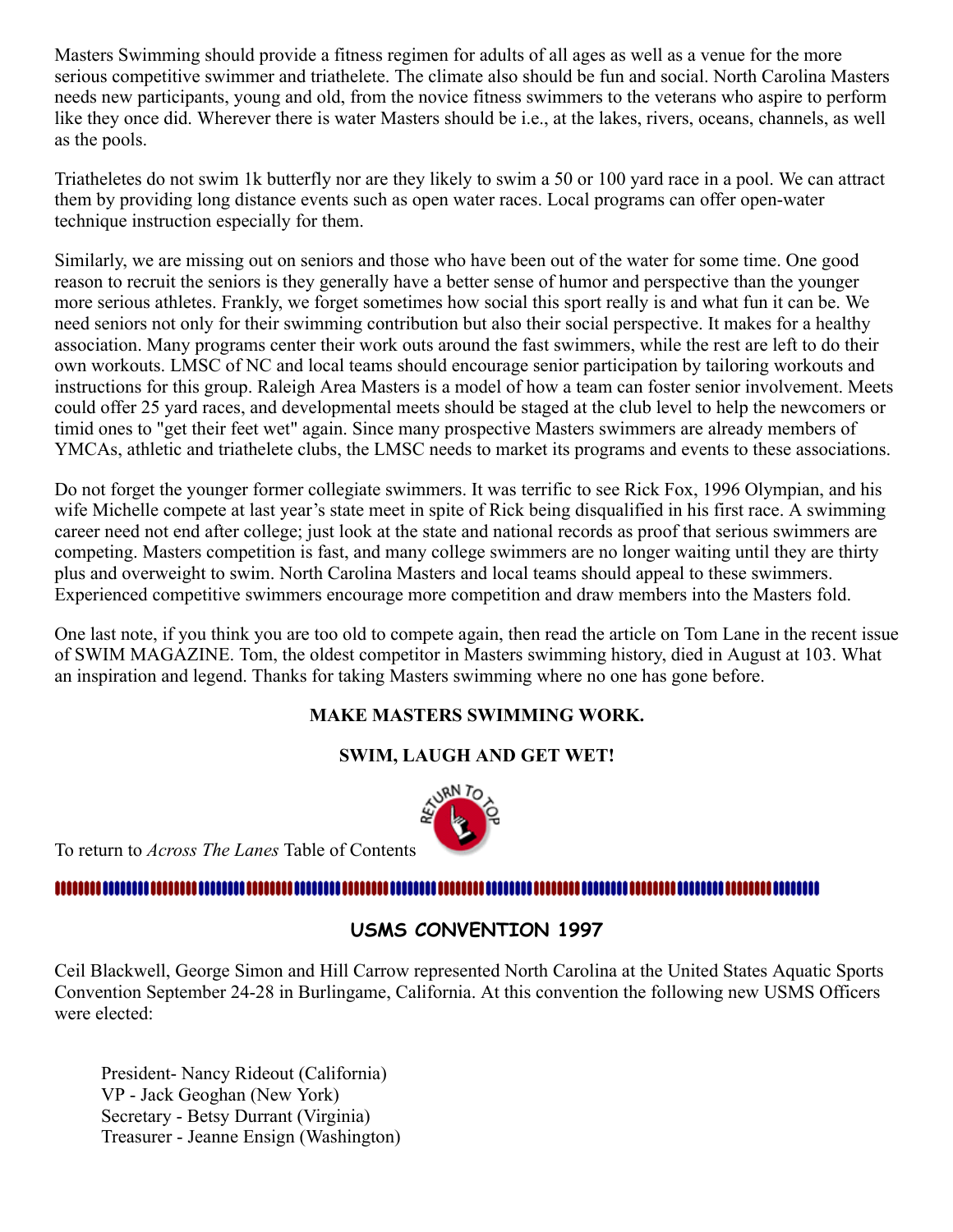Masters Swimming should provide a fitness regimen for adults of all ages as well as a venue for the more serious competitive swimmer and triathelete. The climate also should be fun and social. North Carolina Masters needs new participants, young and old, from the novice fitness swimmers to the veterans who aspire to perform like they once did. Wherever there is water Masters should be i.e., at the lakes, rivers, oceans, channels, as well as the pools.

Triatheletes do not swim 1k butterfly nor are they likely to swim a 50 or 100 yard race in a pool. We can attract them by providing long distance events such as open water races. Local programs can offer open-water technique instruction especially for them.

Similarly, we are missing out on seniors and those who have been out of the water for some time. One good reason to recruit the seniors is they generally have a better sense of humor and perspective than the younger more serious athletes. Frankly, we forget sometimes how social this sport really is and what fun it can be. We need seniors not only for their swimming contribution but also their social perspective. It makes for a healthy association. Many programs center their work outs around the fast swimmers, while the rest are left to do their own workouts. LMSC of NC and local teams should encourage senior participation by tailoring workouts and instructions for this group. Raleigh Area Masters is a model of how a team can foster senior involvement. Meets could offer 25 yard races, and developmental meets should be staged at the club level to help the newcomers or timid ones to "get their feet wet" again. Since many prospective Masters swimmers are already members of YMCAs, athletic and triathelete clubs, the LMSC needs to market its programs and events to these associations.

Do not forget the younger former collegiate swimmers. It was terrific to see Rick Fox, 1996 Olympian, and his wife Michelle compete at last year's state meet in spite of Rick being disqualified in his first race. A swimming career need not end after college; just look at the state and national records as proof that serious swimmers are competing. Masters competition is fast, and many college swimmers are no longer waiting until they are thirty plus and overweight to swim. North Carolina Masters and local teams should appeal to these swimmers. Experienced competitive swimmers encourage more competition and draw members into the Masters fold.

One last note, if you think you are too old to compete again, then read the article on Tom Lane in the recent issue of SWIM MAGAZINE. Tom, the oldest competitor in Masters swimming history, died in August at 103. What an inspiration and legend. Thanks for taking Masters swimming where no one has gone before.

**MAKE MASTERS SWIMMING WORK.**

**SWIM, LAUGH AND GET WET!**

To return to *Across The Lanes* Table of Contents

## USMS CONVENTION 1997

Ceil Blackwell, George Simon and Hill Carrow represented North Carolina at the United States Aquatic Sports Convention September 24-28 in Burlingame, California. At this convention the following new USMS Officers were elected:

President- Nancy Rideout (California)
VP - Jack Geoghan (New York)
Secretary - Betsy Durrant (Virginia)
Treasurer - Jeanne Ensign (Washington)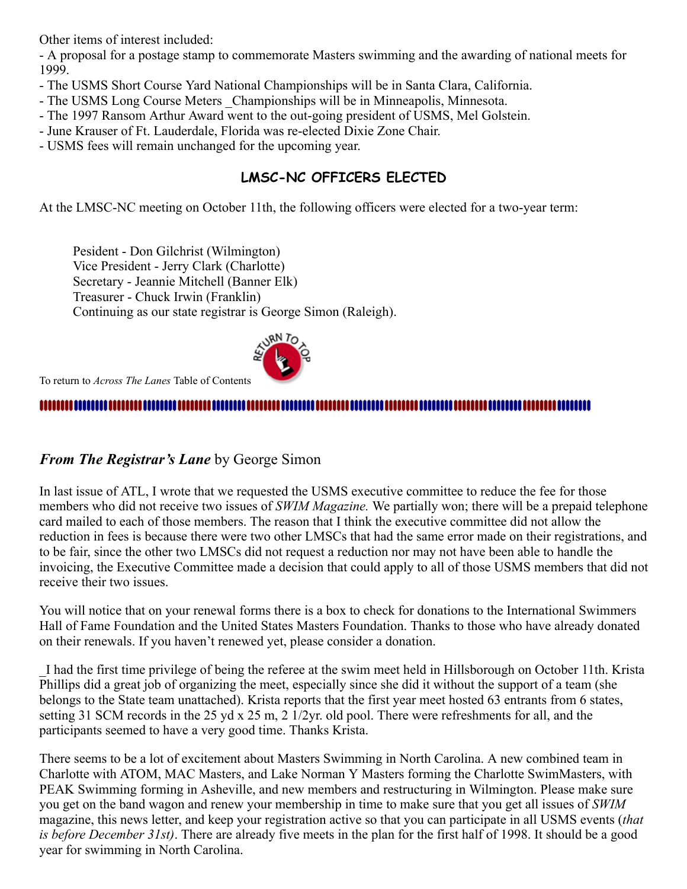Other items of interest included:

- A proposal for a postage stamp to commemorate Masters swimming and the awarding of national meets for 1999.
- The USMS Short Course Yard National Championships will be in Santa Clara, California.
- The USMS Long Course Meters _Championships will be in Minneapolis, Minnesota.
- The 1997 Ransom Arthur Award went to the out-going president of USMS, Mel Golstein.
- June Krauser of Ft. Lauderdale, Florida was re-elected Dixie Zone Chair.
- USMS fees will remain unchanged for the upcoming year.

## LMSC-NC OFFICERS ELECTED

At the LMSC-NC meeting on October 11th, the following officers were elected for a two-year term:

Pesident - Don Gilchrist (Wilmington)
Vice President - Jerry Clark (Charlotte)
Secretary - Jeannie Mitchell (Banner Elk)
Treasurer - Chuck Irwin (Franklin)
Continuing as our state registrar is George Simon (Raleigh).

To return to *Across The Lanes* Table of Contents

## *From The Registrar's Lane* by George Simon

In last issue of ATL, I wrote that we requested the USMS executive committee to reduce the fee for those members who did not receive two issues of *SWIM Magazine.* We partially won; there will be a prepaid telephone card mailed to each of those members. The reason that I think the executive committee did not allow the reduction in fees is because there were two other LMSCs that had the same error made on their registrations, and to be fair, since the other two LMSCs did not request a reduction nor may not have been able to handle the invoicing, the Executive Committee made a decision that could apply to all of those USMS members that did not receive their two issues.

You will notice that on your renewal forms there is a box to check for donations to the International Swimmers Hall of Fame Foundation and the United States Masters Foundation. Thanks to those who have already donated on their renewals. If you haven't renewed yet, please consider a donation.

_I had the first time privilege of being the referee at the swim meet held in Hillsborough on October 11th. Krista Phillips did a great job of organizing the meet, especially since she did it without the support of a team (she belongs to the State team unattached). Krista reports that the first year meet hosted 63 entrants from 6 states, setting 31 SCM records in the 25 yd x 25 m, 2 1/2yr. old pool. There were refreshments for all, and the participants seemed to have a very good time. Thanks Krista.

There seems to be a lot of excitement about Masters Swimming in North Carolina. A new combined team in Charlotte with ATOM, MAC Masters, and Lake Norman Y Masters forming the Charlotte SwimMasters, with PEAK Swimming forming in Asheville, and new members and restructuring in Wilmington. Please make sure you get on the band wagon and renew your membership in time to make sure that you get all issues of *SWIM* magazine, this news letter, and keep your registration active so that you can participate in all USMS events (*that is before December 31st)*. There are already five meets in the plan for the first half of 1998. It should be a good year for swimming in North Carolina.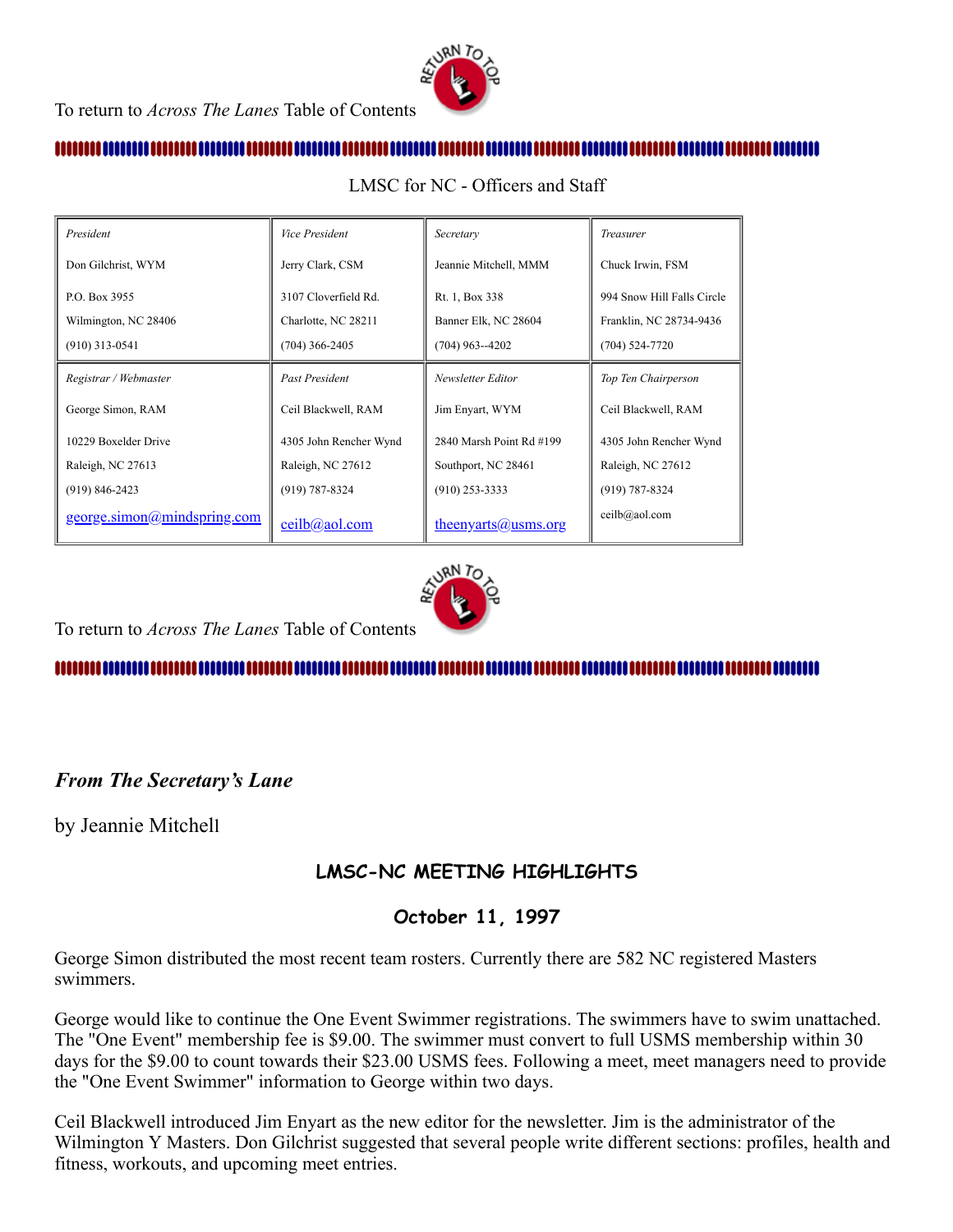To return to *Across The Lanes* Table of Contents

LMSC for NC - Officers and Staff

| *President* | *Vice President* | *Secretary* | *Treasurer* |
|---|---|---|---|
| Don Gilchrist, WYM<br>P.O. Box 3955<br>Wilmington, NC 28406<br>(910) 313-0541 | Jerry Clark, CSM<br>3107 Cloverfield Rd.<br>Charlotte, NC 28211<br>(704) 366-2405 | Jeannie Mitchell, MMM<br>Rt. 1, Box 338<br>Banner Elk, NC 28604<br>(704) 963--4202 | Chuck Irwin, FSM<br>994 Snow Hill Falls Circle<br>Franklin, NC 28734-9436<br>(704) 524-7720 |
| *Registrar / Webmaster* | *Past President* | *Newsletter Editor* | *Top Ten Chairperson* |
| George Simon, RAM<br>10229 Boxelder Drive<br>Raleigh, NC 27613<br>(919) 846-2423<br>george.simon@mindspring.com | Ceil Blackwell, RAM<br>4305 John Rencher Wynd<br>Raleigh, NC 27612<br>(919) 787-8324<br>ceilb@aol.com | Jim Enyart, WYM<br>2840 Marsh Point Rd #199<br>Southport, NC 28461<br>(910) 253-3333<br>theenyarts@usms.org | Ceil Blackwell, RAM<br>4305 John Rencher Wynd<br>Raleigh, NC 27612<br>(919) 787-8324<br>ceilb@aol.com |

To return to *Across The Lanes* Table of Contents

## *From The Secretary's Lane*

by Jeannie Mitchell

### LMSC-NC MEETING HIGHLIGHTS

### October 11, 1997

George Simon distributed the most recent team rosters. Currently there are 582 NC registered Masters swimmers.

George would like to continue the One Event Swimmer registrations. The swimmers have to swim unattached. The "One Event" membership fee is $9.00. The swimmer must convert to full USMS membership within 30 days for the $9.00 to count towards their $23.00 USMS fees. Following a meet, meet managers need to provide the "One Event Swimmer" information to George within two days.

Ceil Blackwell introduced Jim Enyart as the new editor for the newsletter. Jim is the administrator of the Wilmington Y Masters. Don Gilchrist suggested that several people write different sections: profiles, health and fitness, workouts, and upcoming meet entries.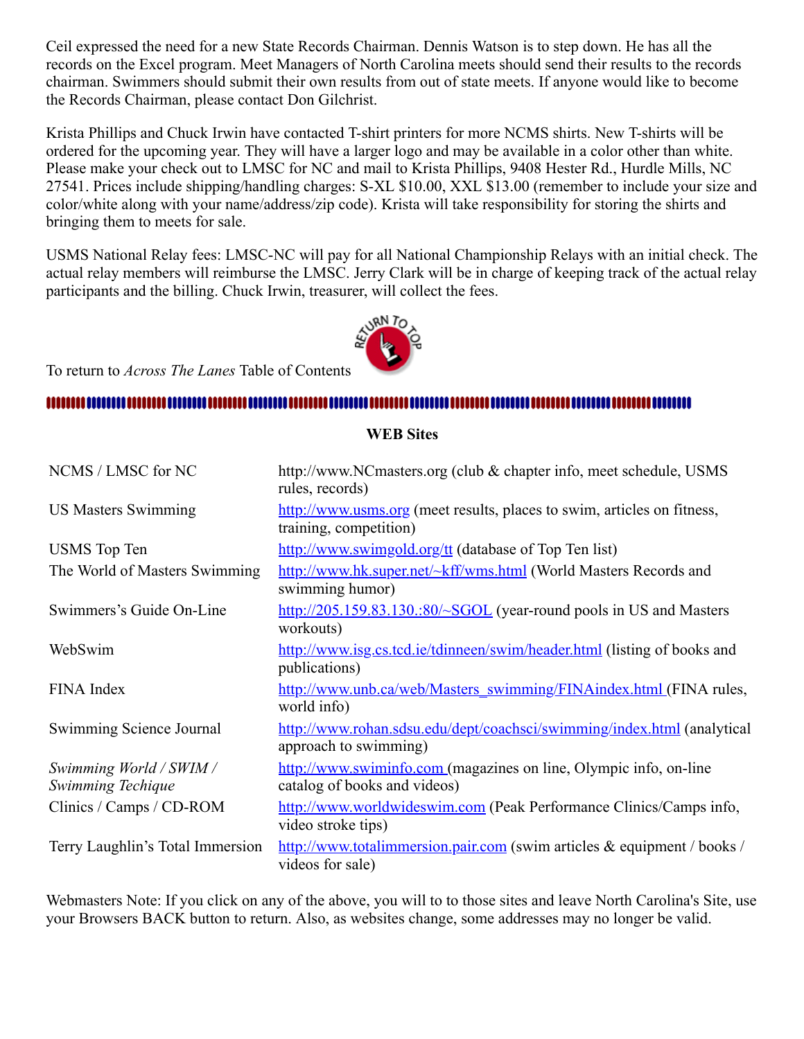Ceil expressed the need for a new State Records Chairman. Dennis Watson is to step down. He has all the records on the Excel program. Meet Managers of North Carolina meets should send their results to the records chairman. Swimmers should submit their own results from out of state meets. If anyone would like to become the Records Chairman, please contact Don Gilchrist.

Krista Phillips and Chuck Irwin have contacted T-shirt printers for more NCMS shirts. New T-shirts will be ordered for the upcoming year. They will have a larger logo and may be available in a color other than white. Please make your check out to LMSC for NC and mail to Krista Phillips, 9408 Hester Rd., Hurdle Mills, NC 27541. Prices include shipping/handling charges: S-XL $10.00, XXL $13.00 (remember to include your size and color/white along with your name/address/zip code). Krista will take responsibility for storing the shirts and bringing them to meets for sale.

USMS National Relay fees: LMSC-NC will pay for all National Championship Relays with an initial check. The actual relay members will reimburse the LMSC. Jerry Clark will be in charge of keeping track of the actual relay participants and the billing. Chuck Irwin, treasurer, will collect the fees.

To return to *Across The Lanes* Table of Contents

**WEB Sites**

| | |
|---|---|
| NCMS / LMSC for NC | http://www.NCmasters.org (club & chapter info, meet schedule, USMS rules, records) |
| US Masters Swimming | http://www.usms.org (meet results, places to swim, articles on fitness, training, competition) |
| USMS Top Ten | http://www.swimgold.org/tt (database of Top Ten list) |
| The World of Masters Swimming | http://www.hk.super.net/~kff/wms.html (World Masters Records and swimming humor) |
| Swimmers's Guide On-Line | http://205.159.83.130.:80/~SGOL (year-round pools in US and Masters workouts) |
| WebSwim | http://www.isg.cs.tcd.ie/tdinneen/swim/header.html (listing of books and publications) |
| FINA Index | http://www.unb.ca/web/Masters_swimming/FINAindex.html (FINA rules, world info) |
| Swimming Science Journal | http://www.rohan.sdsu.edu/dept/coachsci/swimming/index.html (analytical approach to swimming) |
| *Swimming World / SWIM / Swimming Techique* | http://www.swiminfo.com (magazines on line, Olympic info, on-line catalog of books and videos) |
| Clinics / Camps / CD-ROM | http://www.worldwideswim.com (Peak Performance Clinics/Camps info, video stroke tips) |
| Terry Laughlin's Total Immersion | http://www.totalimmersion.pair.com (swim articles & equipment / books / videos for sale) |

Webmasters Note: If you click on any of the above, you will to to those sites and leave North Carolina's Site, use your Browsers BACK button to return. Also, as websites change, some addresses may no longer be valid.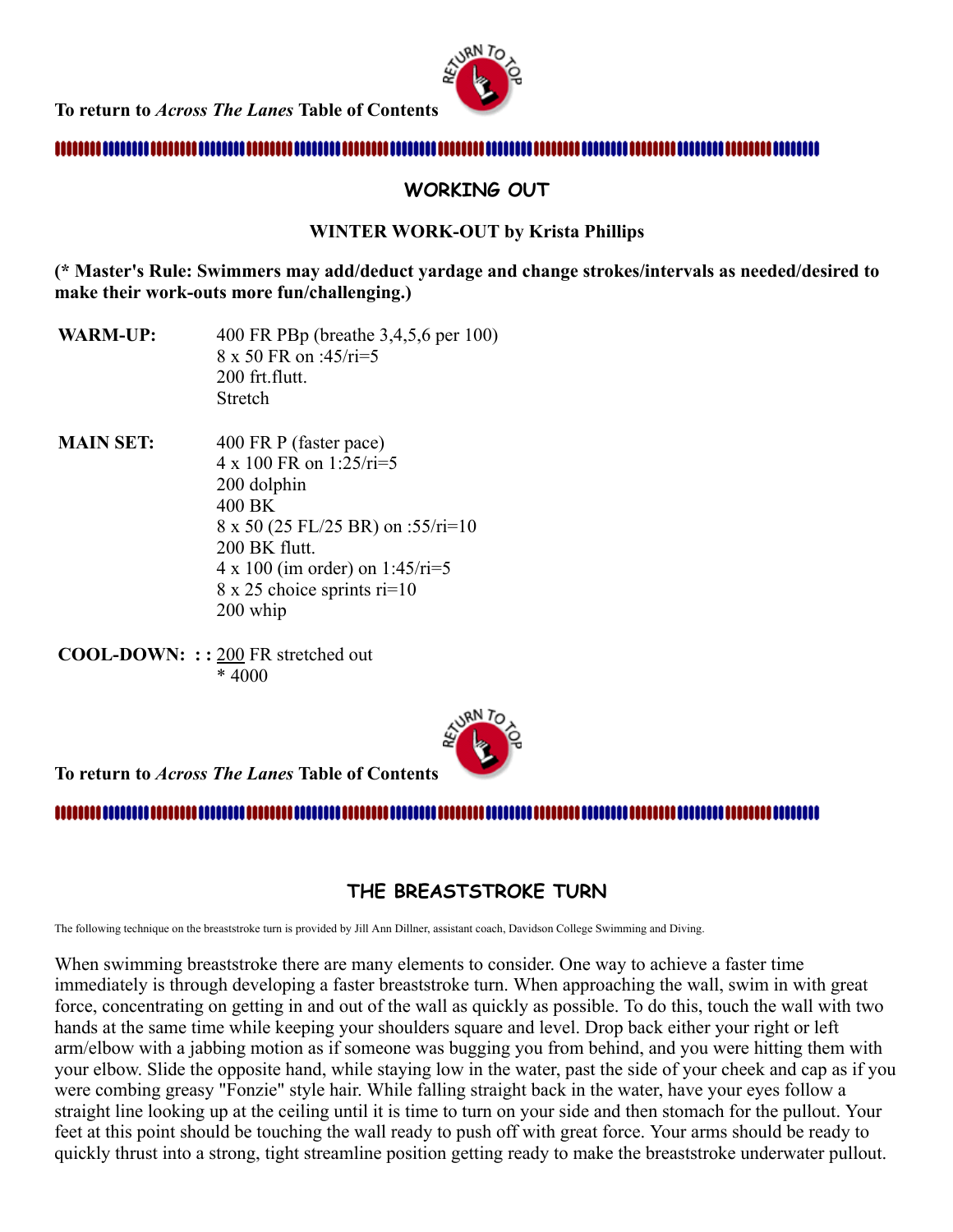**To return to *Across The Lanes* Table of Contents**

## WORKING OUT

### WINTER WORK-OUT by Krista Phillips

**(* Master's Rule: Swimmers may add/deduct yardage and change strokes/intervals as needed/desired to make their work-outs more fun/challenging.)**

| | |
|---|---|
| **WARM-UP:** | 400 FR PBp (breathe 3,4,5,6 per 100)<br>8 x 50 FR on :45/ri=5<br>200 frt.flutt.<br>Stretch |
| **MAIN SET:** | 400 FR P (faster pace)<br>4 x 100 FR on 1:25/ri=5<br>200 dolphin<br>400 BK<br>8 x 50 (25 FL/25 BR) on :55/ri=10<br>200 BK flutt.<br>4 x 100 (im order) on 1:45/ri=5<br>8 x 25 choice sprints ri=10<br>200 whip |
| **COOL-DOWN: : :** | 200 FR stretched out<br>* 4000 |

**To return to *Across The Lanes* Table of Contents**

## THE BREASTSTROKE TURN

The following technique on the breaststroke turn is provided by Jill Ann Dillner, assistant coach, Davidson College Swimming and Diving.

When swimming breaststroke there are many elements to consider. One way to achieve a faster time immediately is through developing a faster breaststroke turn. When approaching the wall, swim in with great force, concentrating on getting in and out of the wall as quickly as possible. To do this, touch the wall with two hands at the same time while keeping your shoulders square and level. Drop back either your right or left arm/elbow with a jabbing motion as if someone was bugging you from behind, and you were hitting them with your elbow. Slide the opposite hand, while staying low in the water, past the side of your cheek and cap as if you were combing greasy "Fonzie" style hair. While falling straight back in the water, have your eyes follow a straight line looking up at the ceiling until it is time to turn on your side and then stomach for the pullout. Your feet at this point should be touching the wall ready to push off with great force. Your arms should be ready to quickly thrust into a strong, tight streamline position getting ready to make the breaststroke underwater pullout.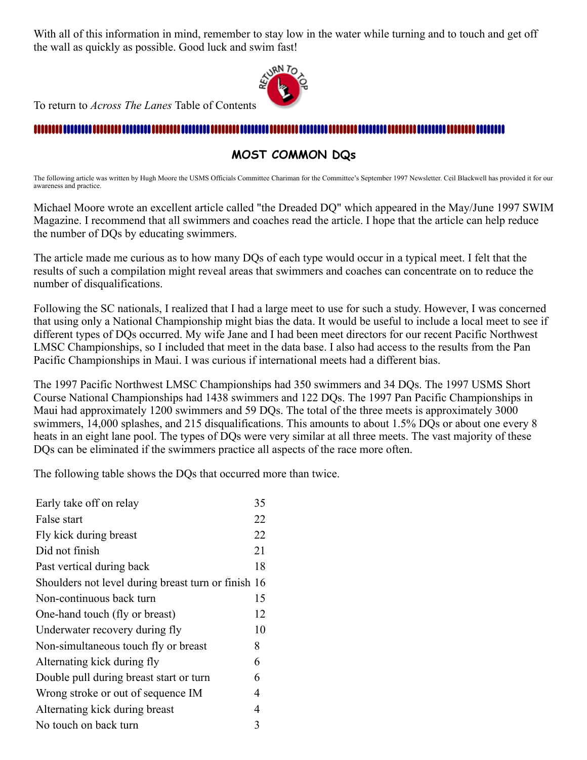With all of this information in mind, remember to stay low in the water while turning and to touch and get off the wall as quickly as possible. Good luck and swim fast!

To return to *Across The Lanes* Table of Contents

## MOST COMMON DQs

The following article was written by Hugh Moore the USMS Officials Committee Chariman for the Committee's September 1997 Newsletter. Ceil Blackwell has provided it for our awareness and practice.

Michael Moore wrote an excellent article called "the Dreaded DQ" which appeared in the May/June 1997 SWIM Magazine. I recommend that all swimmers and coaches read the article. I hope that the article can help reduce the number of DQs by educating swimmers.

The article made me curious as to how many DQs of each type would occur in a typical meet. I felt that the results of such a compilation might reveal areas that swimmers and coaches can concentrate on to reduce the number of disqualifications.

Following the SC nationals, I realized that I had a large meet to use for such a study. However, I was concerned that using only a National Championship might bias the data. It would be useful to include a local meet to see if different types of DQs occurred. My wife Jane and I had been meet directors for our recent Pacific Northwest LMSC Championships, so I included that meet in the data base. I also had access to the results from the Pan Pacific Championships in Maui. I was curious if international meets had a different bias.

The 1997 Pacific Northwest LMSC Championships had 350 swimmers and 34 DQs. The 1997 USMS Short Course National Championships had 1438 swimmers and 122 DQs. The 1997 Pan Pacific Championships in Maui had approximately 1200 swimmers and 59 DQs. The total of the three meets is approximately 3000 swimmers, 14,000 splashes, and 215 disqualifications. This amounts to about 1.5% DQs or about one every 8 heats in an eight lane pool. The types of DQs were very similar at all three meets. The vast majority of these DQs can be eliminated if the swimmers practice all aspects of the race more often.

The following table shows the DQs that occurred more than twice.

| | |
|---|---|
| Early take off on relay | 35 |
| False start | 22 |
| Fly kick during breast | 22 |
| Did not finish | 21 |
| Past vertical during back | 18 |
| Shoulders not level during breast turn or finish | 16 |
| Non-continuous back turn | 15 |
| One-hand touch (fly or breast) | 12 |
| Underwater recovery during fly | 10 |
| Non-simultaneous touch fly or breast | 8 |
| Alternating kick during fly | 6 |
| Double pull during breast start or turn | 6 |
| Wrong stroke or out of sequence IM | 4 |
| Alternating kick during breast | 4 |
| No touch on back turn | 3 |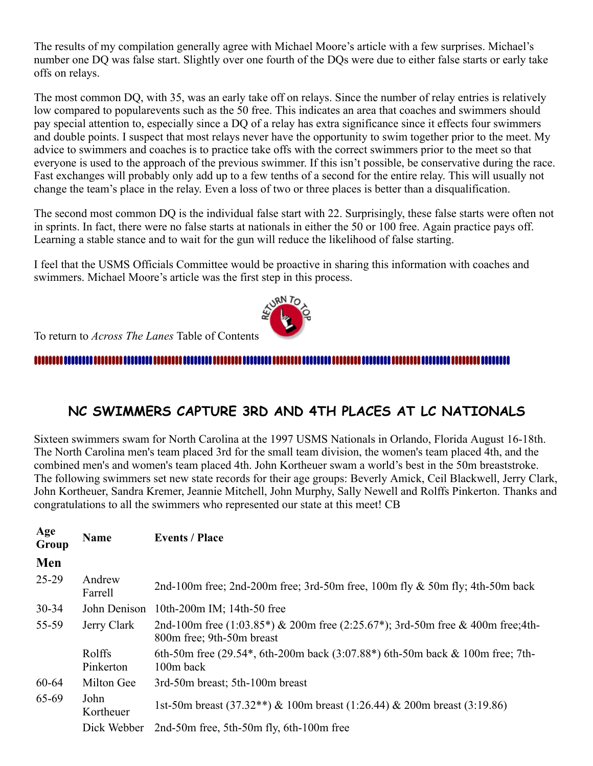The results of my compilation generally agree with Michael Moore's article with a few surprises. Michael's number one DQ was false start. Slightly over one fourth of the DQs were due to either false starts or early take offs on relays.

The most common DQ, with 35, was an early take off on relays. Since the number of relay entries is relatively low compared to popularevents such as the 50 free. This indicates an area that coaches and swimmers should pay special attention to, especially since a DQ of a relay has extra significance since it effects four swimmers and double points. I suspect that most relays never have the opportunity to swim together prior to the meet. My advice to swimmers and coaches is to practice take offs with the correct swimmers prior to the meet so that everyone is used to the approach of the previous swimmer. If this isn't possible, be conservative during the race. Fast exchanges will probably only add up to a few tenths of a second for the entire relay. This will usually not change the team's place in the relay. Even a loss of two or three places is better than a disqualification.

The second most common DQ is the individual false start with 22. Surprisingly, these false starts were often not in sprints. In fact, there were no false starts at nationals in either the 50 or 100 free. Again practice pays off. Learning a stable stance and to wait for the gun will reduce the likelihood of false starting.

I feel that the USMS Officials Committee would be proactive in sharing this information with coaches and swimmers. Michael Moore's article was the first step in this process.

To return to *Across The Lanes* Table of Contents

## NC SWIMMERS CAPTURE 3RD AND 4TH PLACES AT LC NATIONALS

Sixteen swimmers swam for North Carolina at the 1997 USMS Nationals in Orlando, Florida August 16-18th. The North Carolina men's team placed 3rd for the small team division, the women's team placed 4th, and the combined men's and women's team placed 4th. John Kortheuer swam a world's best in the 50m breaststroke. The following swimmers set new state records for their age groups: Beverly Amick, Ceil Blackwell, Jerry Clark, John Kortheuer, Sandra Kremer, Jeannie Mitchell, John Murphy, Sally Newell and Rolffs Pinkerton. Thanks and congratulations to all the swimmers who represented our state at this meet! CB

| Age Group | Name | Events / Place |
|---|---|---|
| **Men** | | |
| 25-29 | Andrew Farrell | 2nd-100m free; 2nd-200m free; 3rd-50m free, 100m fly & 50m fly; 4th-50m back |
| 30-34 | John Denison | 10th-200m IM; 14th-50 free |
| 55-59 | Jerry Clark | 2nd-100m free (1:03.85*) & 200m free (2:25.67*); 3rd-50m free & 400m free;4th-800m free; 9th-50m breast |
| | Rolffs Pinkerton | 6th-50m free (29.54*, 6th-200m back (3:07.88*) 6th-50m back & 100m free; 7th-100m back |
| 60-64 | Milton Gee | 3rd-50m breast; 5th-100m breast |
| 65-69 | John Kortheuer | 1st-50m breast (37.32**) & 100m breast (1:26.44) & 200m breast (3:19.86) |
| | Dick Webber | 2nd-50m free, 5th-50m fly, 6th-100m free |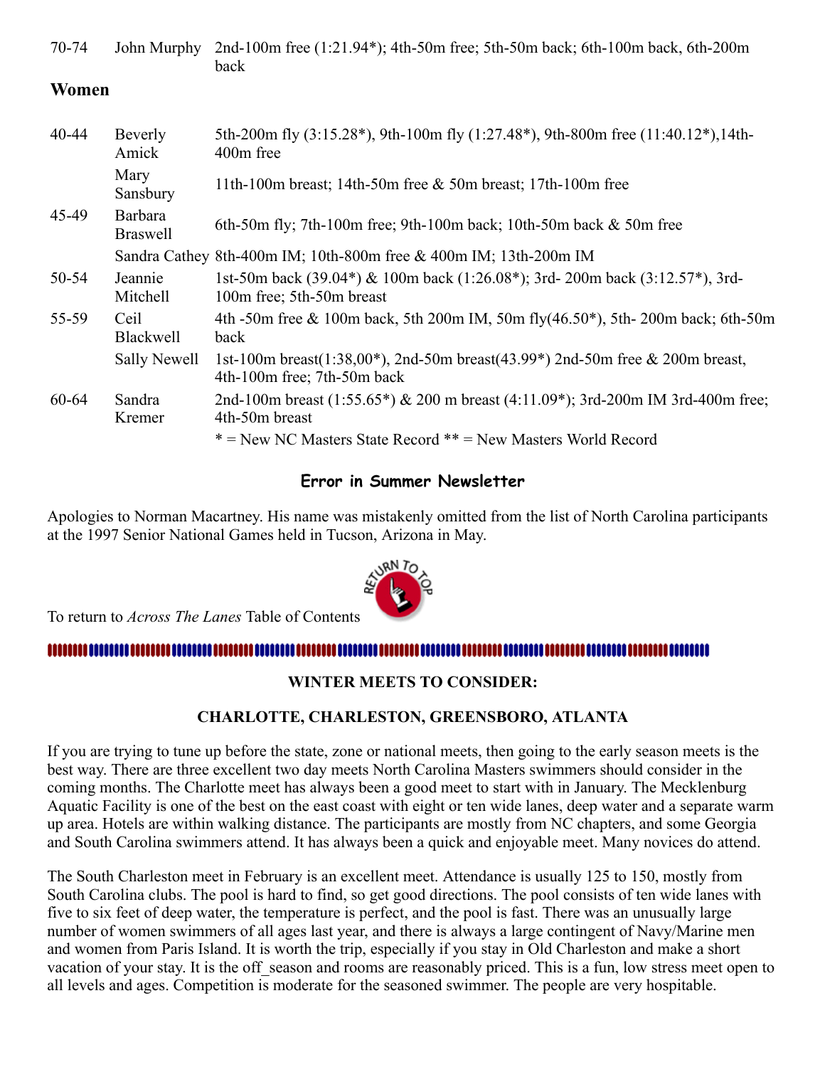| | | |
|---|---|---|
| 70-74 | John Murphy | 2nd-100m free (1:21.94*); 4th-50m free; 5th-50m back; 6th-100m back, 6th-200m back |

## Women

| | | |
|---|---|---|
| 40-44 | Beverly Amick | 5th-200m fly (3:15.28*), 9th-100m fly (1:27.48*), 9th-800m free (11:40.12*),14th-400m free |
| | Mary Sansbury | 11th-100m breast; 14th-50m free & 50m breast; 17th-100m free |
| 45-49 | Barbara Braswell | 6th-50m fly; 7th-100m free; 9th-100m back; 10th-50m back & 50m free |
| | Sandra Cathey | 8th-400m IM; 10th-800m free & 400m IM; 13th-200m IM |
| 50-54 | Jeannie Mitchell | 1st-50m back (39.04*) & 100m back (1:26.08*); 3rd- 200m back (3:12.57*), 3rd-100m free; 5th-50m breast |
| 55-59 | Ceil Blackwell | 4th -50m free & 100m back, 5th 200m IM, 50m fly(46.50*), 5th- 200m back; 6th-50m back |
| | Sally Newell | 1st-100m breast(1:38,00*), 2nd-50m breast(43.99*) 2nd-50m free & 200m breast, 4th-100m free; 7th-50m back |
| 60-64 | Sandra Kremer | 2nd-100m breast (1:55.65*) & 200 m breast (4:11.09*); 3rd-200m IM 3rd-400m free; 4th-50m breast |
| | | * = New NC Masters State Record ** = New Masters World Record |

### Error in Summer Newsletter

Apologies to Norman Macartney. His name was mistakenly omitted from the list of North Carolina participants at the 1997 Senior National Games held in Tucson, Arizona in May.

To return to *Across The Lanes* Table of Contents

---

### WINTER MEETS TO CONSIDER:

### CHARLOTTE, CHARLESTON, GREENSBORO, ATLANTA

If you are trying to tune up before the state, zone or national meets, then going to the early season meets is the best way. There are three excellent two day meets North Carolina Masters swimmers should consider in the coming months. The Charlotte meet has always been a good meet to start with in January. The Mecklenburg Aquatic Facility is one of the best on the east coast with eight or ten wide lanes, deep water and a separate warm up area. Hotels are within walking distance. The participants are mostly from NC chapters, and some Georgia and South Carolina swimmers attend. It has always been a quick and enjoyable meet. Many novices do attend.

The South Charleston meet in February is an excellent meet. Attendance is usually 125 to 150, mostly from South Carolina clubs. The pool is hard to find, so get good directions. The pool consists of ten wide lanes with five to six feet of deep water, the temperature is perfect, and the pool is fast. There was an unusually large number of women swimmers of all ages last year, and there is always a large contingent of Navy/Marine men and women from Paris Island. It is worth the trip, especially if you stay in Old Charleston and make a short vacation of your stay. It is the off_season and rooms are reasonably priced. This is a fun, low stress meet open to all levels and ages. Competition is moderate for the seasoned swimmer. The people are very hospitable.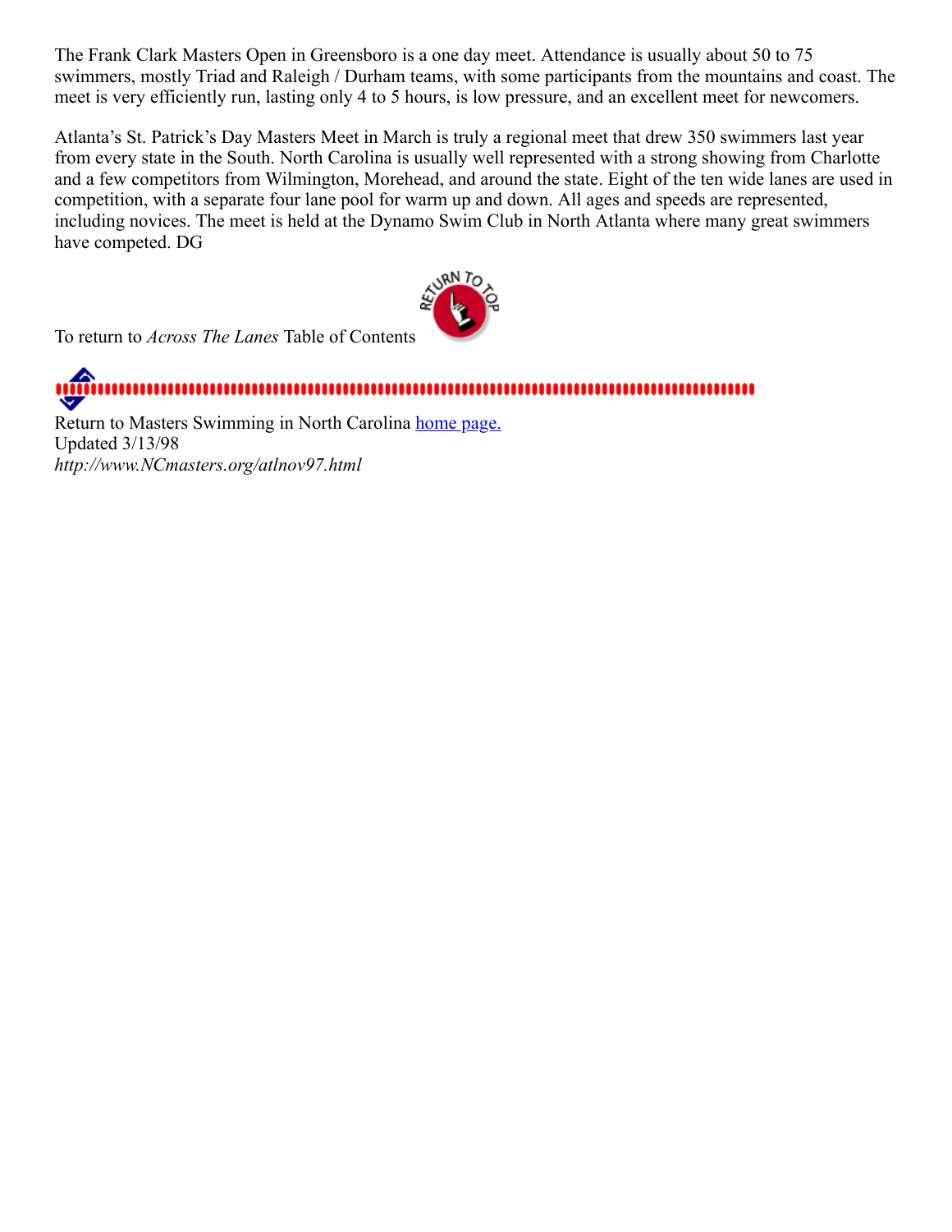The Frank Clark Masters Open in Greensboro is a one day meet. Attendance is usually about 50 to 75 swimmers, mostly Triad and Raleigh / Durham teams, with some participants from the mountains and coast. The meet is very efficiently run, lasting only 4 to 5 hours, is low pressure, and an excellent meet for newcomers.

Atlanta's St. Patrick's Day Masters Meet in March is truly a regional meet that drew 350 swimmers last year from every state in the South. North Carolina is usually well represented with a strong showing from Charlotte and a few competitors from Wilmington, Morehead, and around the state. Eight of the ten wide lanes are used in competition, with a separate four lane pool for warm up and down. All ages and speeds are represented, including novices. The meet is held at the Dynamo Swim Club in North Atlanta where many great swimmers have competed. DG

To return to *Across The Lanes* Table of Contents

Return to Masters Swimming in North Carolina home page.
Updated 3/13/98
*http://www.NCmasters.org/atlnov97.html*